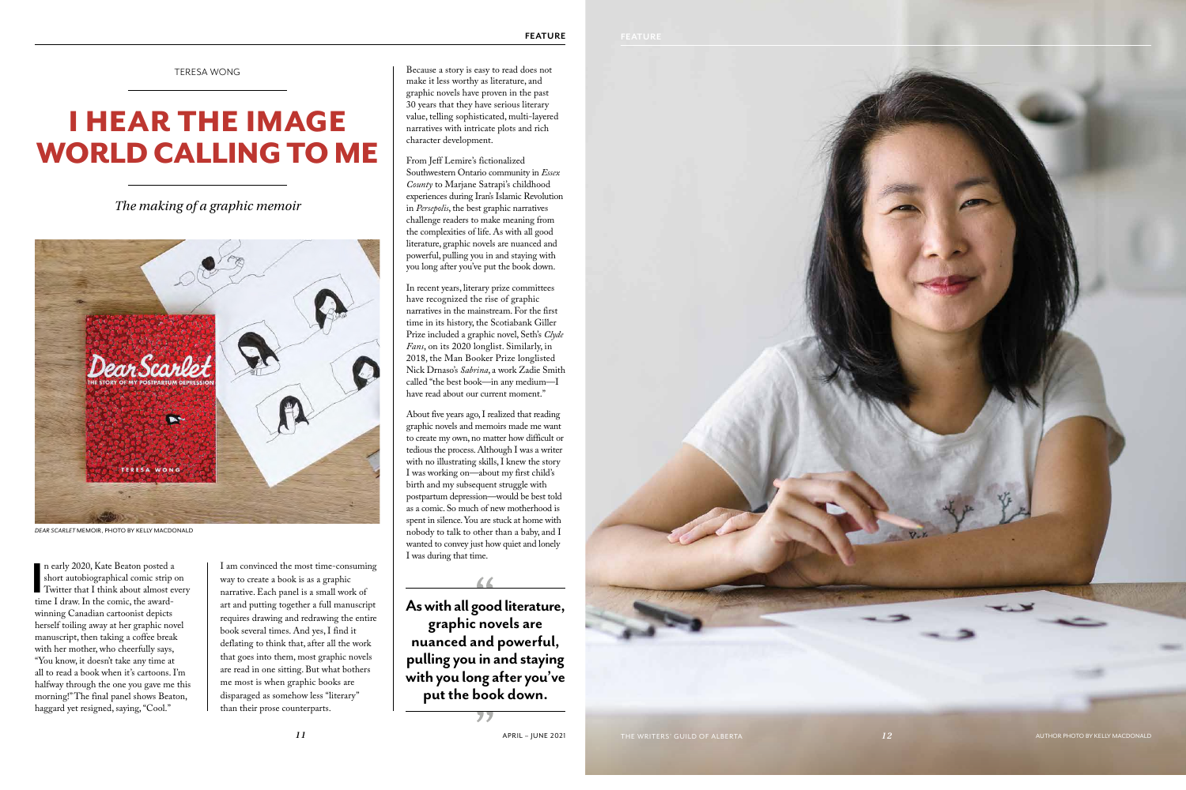TERESA WONG

# I HEAR THE IMAGE WORLD CALLING TO ME

*The making of a graphic memoir*

*DEAR SCARLET* MEMOIR, PHOTO BY KELLY MACDONALD

In early 2020, Kate Beaton posted a short autobiographical comic strip on Twitter that I think about almost every time I draw. In the comic, the award-winning Canadian cartoonist depicts herself toiling away at her graphic novel manuscript, then taking a coffee break with her mother, who cheerfully says, "You know, it doesn't take any time at all to read a book when it's cartoons. I'm halfway through the one you gave me this morning!" The final panel shows Beaton, haggard yet resigned, saying, "Cool."

I am convinced the most time-consuming way to create a book is as a graphic narrative. Each panel is a small work of art and putting together a full manuscript requires drawing and redrawing the entire book several times. And yes, I find it deflating to think that, after all the work that goes into them, most graphic novels are read in one sitting. But what bothers me most is when graphic books are disparaged as somehow less "literary" than their prose counterparts.

Because a story is easy to read does not make it less worthy as literature, and graphic novels have proven in the past 30 years that they have serious literary value, telling sophisticated, multi-layered narratives with intricate plots and rich character development.

From Jeff Lemire's fictionalized Southwestern Ontario community in *Essex County* to Marjane Satrapi's childhood experiences during Iran's Islamic Revolution in *Persepolis*, the best graphic narratives challenge readers to make meaning from the complexities of life. As with all good literature, graphic novels are nuanced and powerful, pulling you in and staying with you long after you've put the book down.

In recent years, literary prize committees have recognized the rise of graphic narratives in the mainstream. For the first time in its history, the Scotiabank Giller Prize included a graphic novel, Seth's *Clyde Fans*, on its 2020 longlist. Similarly, in 2018, the Man Booker Prize longlisted Nick Drnaso's *Sabrina*, a work Zadie Smith called "the best book—in any medium—I have read about our current moment."

About five years ago, I realized that reading graphic novels and memoirs made me want to create my own, no matter how difficult or tedious the process. Although I was a writer with no illustrating skills, I knew the story I was working on—about my first child's birth and my subsequent struggle with postpartum depression—would be best told as a comic. So much of new motherhood is spent in silence. You are stuck at home with nobody to talk to other than a baby, and I wanted to convey just how quiet and lonely I was during that time.

> **As with all good literature, graphic novels are nuanced and powerful, pulling you in and staying with you long after you've put the book down.**

AUTHOR PHOTO BY KELLY MACDONALD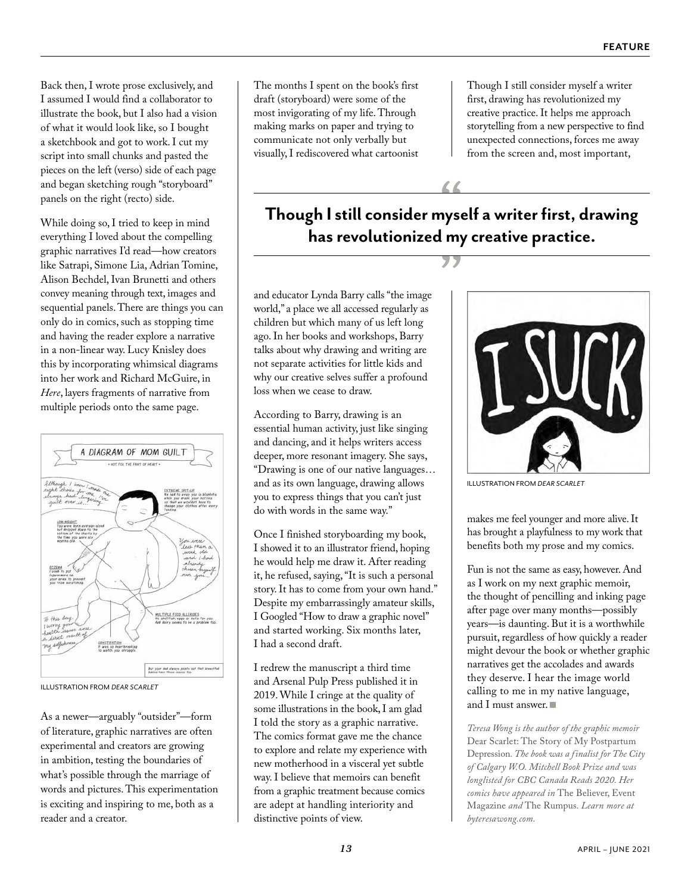Back then, I wrote prose exclusively, and I assumed I would find a collaborator to illustrate the book, but I also had a vision of what it would look like, so I bought a sketchbook and got to work. I cut my script into small chunks and pasted the pieces on the left (verso) side of each page and began sketching rough "storyboard" panels on the right (recto) side.

While doing so, I tried to keep in mind everything I loved about the compelling graphic narratives I'd read—how creators like Satrapi, Simone Lia, Adrian Tomine, Alison Bechdel, Ivan Brunetti and others convey meaning through text, images and sequential panels. There are things you can only do in comics, such as stopping time and having the reader explore a narrative in a non-linear way. Lucy Knisley does this by incorporating whimsical diagrams into her work and Richard McGuire, in *Here*, layers fragments of narrative from multiple periods onto the same page.

ILLUSTRATION FROM *DEAR SCARLET*

As a newer—arguably "outsider"—form of literature, graphic narratives are often experimental and creators are growing in ambition, testing the boundaries of what's possible through the marriage of words and pictures. This experimentation is exciting and inspiring to me, both as a reader and a creator.

The months I spent on the book's first draft (storyboard) were some of the most invigorating of my life. Through making marks on paper and trying to communicate not only verbally but visually, I rediscovered what cartoonist and educator Lynda Barry calls "the image world," a place we all accessed regularly as children but which many of us left long ago. In her books and workshops, Barry talks about why drawing and writing are not separate activities for little kids and why our creative selves suffer a profound loss when we cease to draw.

According to Barry, drawing is an essential human activity, just like singing and dancing, and it helps writers access deeper, more resonant imagery. She says, "Drawing is one of our native languages… and as its own language, drawing allows you to express things that you can't just do with words in the same way."

Once I finished storyboarding my book, I showed it to an illustrator friend, hoping he would help me draw it. After reading it, he refused, saying, "It is such a personal story. It has to come from your own hand." Despite my embarrassingly amateur skills, I Googled "How to draw a graphic novel" and started working. Six months later, I had a second draft.

I redrew the manuscript a third time and Arsenal Pulp Press published it in 2019. While I cringe at the quality of some illustrations in the book, I am glad I told the story as a graphic narrative. The comics format gave me the chance to explore and relate my experience with new motherhood in a visceral yet subtle way. I believe that memoirs can benefit from a graphic treatment because comics are adept at handling interiority and distinctive points of view.

> **"Though I still consider myself a writer first, drawing has revolutionized my creative practice."**

Though I still consider myself a writer first, drawing has revolutionized my creative practice. It helps me approach storytelling from a new perspective to find unexpected connections, forces me away from the screen and, most important, makes me feel younger and more alive. It has brought a playfulness to my work that benefits both my prose and my comics.

ILLUSTRATION FROM *DEAR SCARLET*

Fun is not the same as easy, however. And as I work on my next graphic memoir, the thought of pencilling and inking page after page over many months—possibly years—is daunting. But it is a worthwhile pursuit, regardless of how quickly a reader might devour the book or whether graphic narratives get the accolades and awards they deserve. I hear the image world calling to me in my native language, and I must answer. ■

*Teresa Wong is the author of the graphic memoir* Dear Scarlet: The Story of My Postpartum Depression. *The book was a finalist for The City of Calgary W.O. Mitchell Book Prize and was longlisted for CBC Canada Reads 2020. Her comics have appeared in* The Believer, Event Magazine *and* The Rumpus. *Learn more at byteresawong.com.*